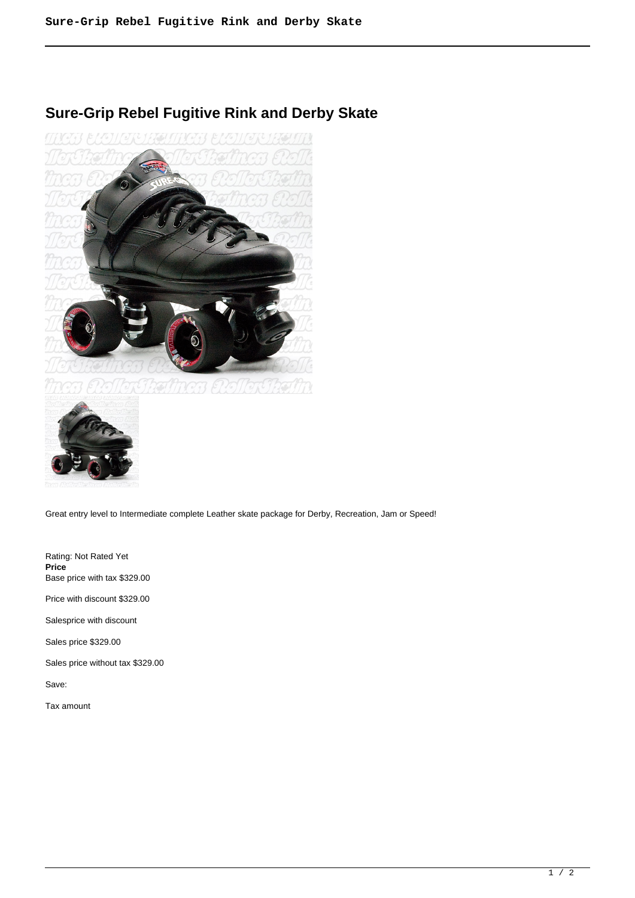# Sure-Grip Rebel Fugitive Rink and Derby Skate

Great entry level to Intermediate complete Leather skate package for Derby, Recreation, Jam or Speed!

Rating: Not Rated Yet
**Price**
Base price with tax $329.00

Price with discount $329.00

Salesprice with discount

Sales price $329.00

Sales price without tax $329.00

Save:

Tax amount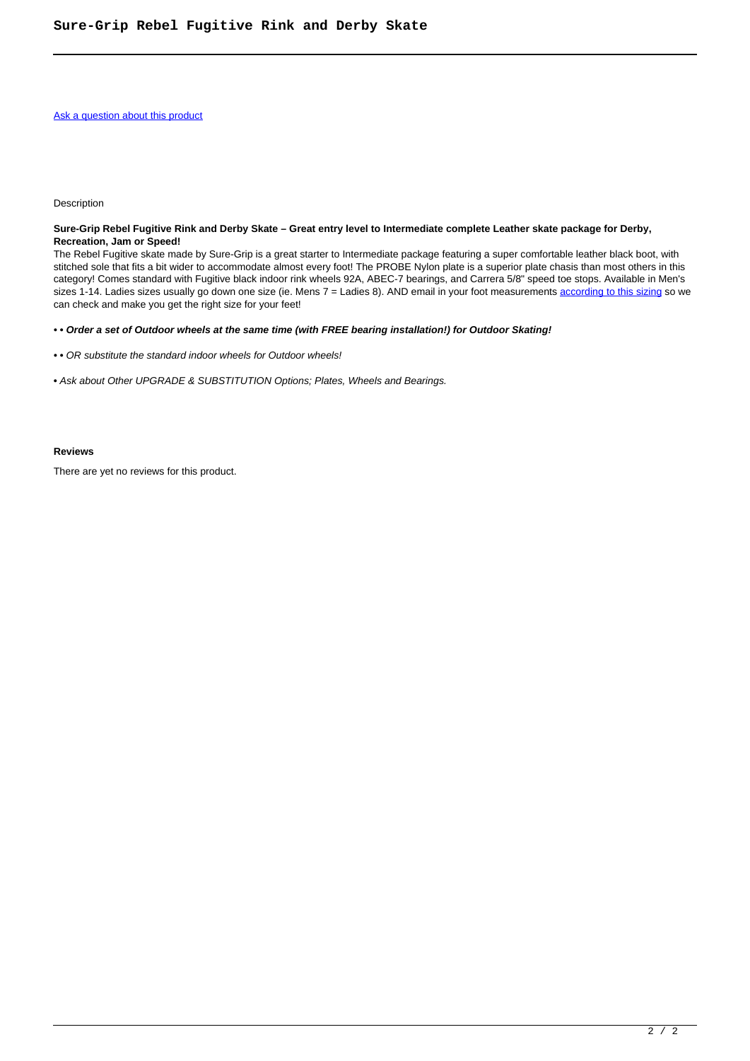# Sure-Grip Rebel Fugitive Rink and Derby Skate

[Ask a question about this product]

Description

**Sure-Grip Rebel Fugitive Rink and Derby Skate – Great entry level to Intermediate complete Leather skate package for Derby, Recreation, Jam or Speed!**

The Rebel Fugitive skate made by Sure-Grip is a great starter to Intermediate package featuring a super comfortable leather black boot, with stitched sole that fits a bit wider to accommodate almost every foot! The PROBE Nylon plate is a superior plate chasis than most others in this category! Comes standard with Fugitive black indoor rink wheels 92A, ABEC-7 bearings, and Carrera 5/8" speed toe stops. Available in Men's sizes 1-14. Ladies sizes usually go down one size (ie. Mens 7 = Ladies 8). AND email in your foot measurements [according to this sizing] so we can check and make you get the right size for your feet!

**• •** ***Order a set of Outdoor wheels at the same time (with FREE bearing installation!) for Outdoor Skating!***

**• •** *OR substitute the standard indoor wheels for Outdoor wheels!*

**•** *Ask about Other UPGRADE & SUBSTITUTION Options; Plates, Wheels and Bearings.*

**Reviews**

There are yet no reviews for this product.